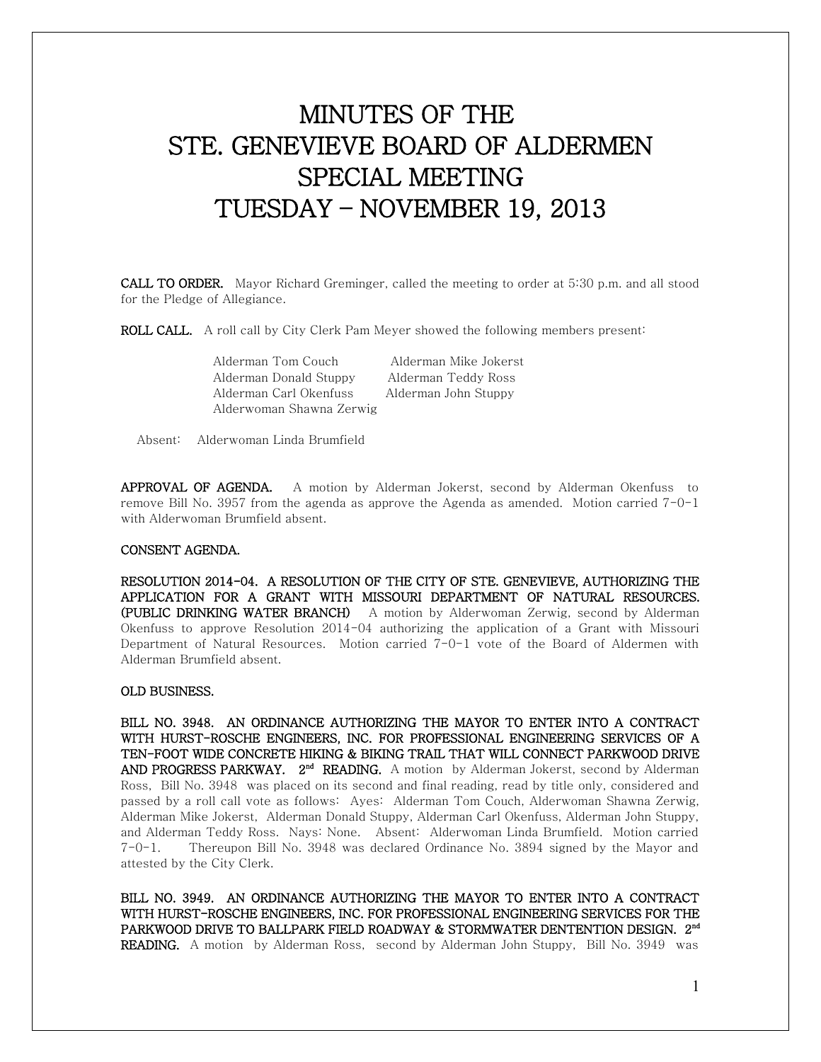# MINUTES OF THE STE. GENEVIEVE BOARD OF ALDERMEN SPECIAL MEETING TUESDAY – NOVEMBER 19, 2013

**CALL TO ORDER.** Mayor Richard Greminger, called the meeting to order at 5:30 p.m. and all stood for the Pledge of Allegiance.

**ROLL CALL.** A roll call by City Clerk Pam Meyer showed the following members present:

Alderman Tom Couch
Alderman Mike Jokerst
Alderman Donald Stuppy
Alderman Teddy Ross
Alderman Carl Okenfuss
Alderman John Stuppy
Alderwoman Shawna Zerwig

Absent: Alderwoman Linda Brumfield

**APPROVAL OF AGENDA.** A motion by Alderman Jokerst, second by Alderman Okenfuss to remove Bill No. 3957 from the agenda as approve the Agenda as amended. Motion carried 7-0-1 with Alderwoman Brumfield absent.

**CONSENT AGENDA.**

**RESOLUTION 2014-04. A RESOLUTION OF THE CITY OF STE. GENEVIEVE, AUTHORIZING THE APPLICATION FOR A GRANT WITH MISSOURI DEPARTMENT OF NATURAL RESOURCES. (PUBLIC DRINKING WATER BRANCH)** A motion by Alderwoman Zerwig, second by Alderman Okenfuss to approve Resolution 2014-04 authorizing the application of a Grant with Missouri Department of Natural Resources. Motion carried 7-0-1 vote of the Board of Aldermen with Alderman Brumfield absent.

**OLD BUSINESS.**

**BILL NO. 3948. AN ORDINANCE AUTHORIZING THE MAYOR TO ENTER INTO A CONTRACT WITH HURST-ROSCHE ENGINEERS, INC. FOR PROFESSIONAL ENGINEERING SERVICES OF A TEN-FOOT WIDE CONCRETE HIKING & BIKING TRAIL THAT WILL CONNECT PARKWOOD DRIVE AND PROGRESS PARKWAY. 2nd READING.** A motion by Alderman Jokerst, second by Alderman Ross, Bill No. 3948 was placed on its second and final reading, read by title only, considered and passed by a roll call vote as follows: Ayes: Alderman Tom Couch, Alderwoman Shawna Zerwig, Alderman Mike Jokerst, Alderman Donald Stuppy, Alderman Carl Okenfuss, Alderman John Stuppy, and Alderman Teddy Ross. Nays: None. Absent: Alderwoman Linda Brumfield. Motion carried 7-0-1. Thereupon Bill No. 3948 was declared Ordinance No. 3894 signed by the Mayor and attested by the City Clerk.

**BILL NO. 3949. AN ORDINANCE AUTHORIZING THE MAYOR TO ENTER INTO A CONTRACT WITH HURST-ROSCHE ENGINEERS, INC. FOR PROFESSIONAL ENGINEERING SERVICES FOR THE PARKWOOD DRIVE TO BALLPARK FIELD ROADWAY & STORMWATER DENTENTION DESIGN. 2nd READING.** A motion by Alderman Ross, second by Alderman John Stuppy, Bill No. 3949 was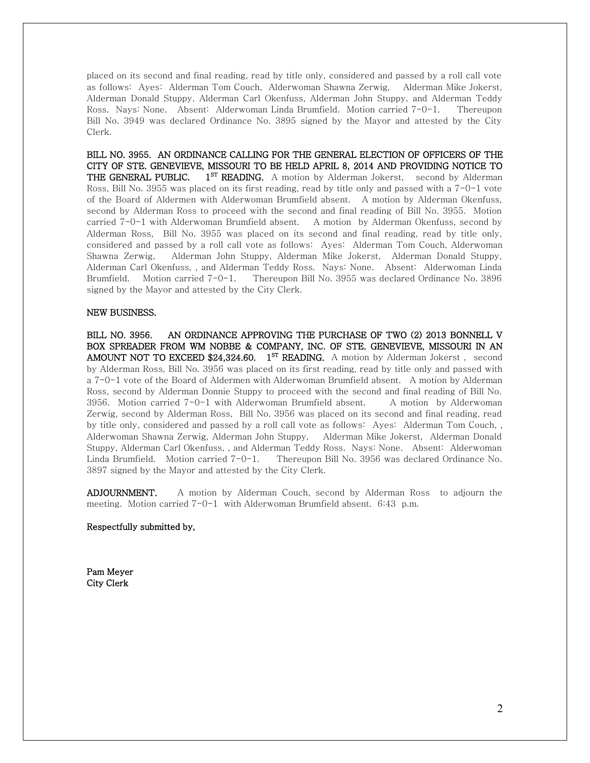placed on its second and final reading, read by title only, considered and passed by a roll call vote as follows: Ayes: Alderman Tom Couch, Alderwoman Shawna Zerwig, Alderman Mike Jokerst, Alderman Donald Stuppy, Alderman Carl Okenfuss, Alderman John Stuppy, and Alderman Teddy Ross. Nays: None. Absent: Alderwoman Linda Brumfield. Motion carried 7-0-1. Thereupon Bill No. 3949 was declared Ordinance No. 3895 signed by the Mayor and attested by the City Clerk.

**BILL NO. 3955. AN ORDINANCE CALLING FOR THE GENERAL ELECTION OF OFFICERS OF THE CITY OF STE. GENEVIEVE, MISSOURI TO BE HELD APRIL 8, 2014 AND PROVIDING NOTICE TO THE GENERAL PUBLIC. 1ST READING.** A motion by Alderman Jokerst, second by Alderman Ross, Bill No. 3955 was placed on its first reading, read by title only and passed with a 7-0-1 vote of the Board of Aldermen with Alderwoman Brumfield absent. A motion by Alderman Okenfuss, second by Alderman Ross to proceed with the second and final reading of Bill No. 3955. Motion carried 7-0-1 with Alderwoman Brumfield absent. A motion by Alderman Okenfuss, second by Alderman Ross, Bill No. 3955 was placed on its second and final reading, read by title only, considered and passed by a roll call vote as follows: Ayes: Alderman Tom Couch, Alderwoman Shawna Zerwig, Alderman John Stuppy, Alderman Mike Jokerst, Alderman Donald Stuppy, Alderman Carl Okenfuss, , and Alderman Teddy Ross. Nays: None. Absent: Alderwoman Linda Brumfield. Motion carried 7-0-1. Thereupon Bill No. 3955 was declared Ordinance No. 3896 signed by the Mayor and attested by the City Clerk.

**NEW BUSINESS.**

**BILL NO. 3956. AN ORDINANCE APPROVING THE PURCHASE OF TWO (2) 2013 BONNELL V BOX SPREADER FROM WM NOBBE & COMPANY, INC. OF STE. GENEVIEVE, MISSOURI IN AN AMOUNT NOT TO EXCEED $24,324.60. 1ST READING.** A motion by Alderman Jokerst , second by Alderman Ross, Bill No. 3956 was placed on its first reading, read by title only and passed with a 7-0-1 vote of the Board of Aldermen with Alderwoman Brumfield absent. A motion by Alderman Ross, second by Alderman Donnie Stuppy to proceed with the second and final reading of Bill No. 3956. Motion carried 7-0-1 with Alderwoman Brumfield absent. A motion by Alderwoman Zerwig, second by Alderman Ross, Bill No. 3956 was placed on its second and final reading, read by title only, considered and passed by a roll call vote as follows: Ayes: Alderman Tom Couch, , Alderwoman Shawna Zerwig, Alderman John Stuppy, Alderman Mike Jokerst, Alderman Donald Stuppy, Alderman Carl Okenfuss, , and Alderman Teddy Ross. Nays: None. Absent: Alderwoman Linda Brumfield. Motion carried 7-0-1. Thereupon Bill No. 3956 was declared Ordinance No. 3897 signed by the Mayor and attested by the City Clerk.

**ADJOURNMENT.** A motion by Alderman Couch, second by Alderman Ross to adjourn the meeting. Motion carried 7-0-1 with Alderwoman Brumfield absent. 6:43 p.m.

**Respectfully submitted by,**

**Pam Meyer**
**City Clerk**